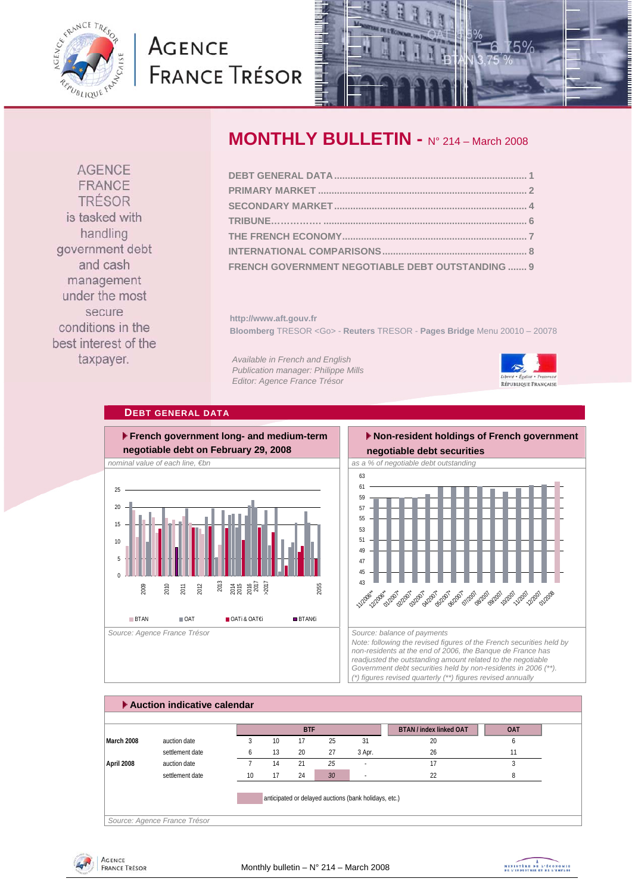AGENCE FRANCE TRÉSOR

# MONTHLY BULLETIN - N° 214 – March 2008

AGENCE FRANCE TRÉSOR is tasked with handling government debt and cash management under the most secure conditions in the best interest of the taxpayer.

- DEBT GENERAL DATA ........ 1
- PRIMARY MARKET ........ 2
- SECONDARY MARKET ........ 4
- TRIBUNE ........ 6
- THE FRENCH ECONOMY ........ 7
- INTERNATIONAL COMPARISONS ........ 8
- FRENCH GOVERNMENT NEGOTIABLE DEBT OUTSTANDING ........ 9

http://www.aft.gouv.fr

**Bloomberg** TRESOR <Go> - **Reuters** TRESOR - **Pages Bridge** Menu 20010 – 20078

*Available in French and English*
*Publication manager: Philippe Mills*
*Editor: Agence France Trésor*

## DEBT GENERAL DATA

### French government long- and medium-term negotiable debt on February 29, 2008

*nominal value of each line, €bn*

25
20
15
10
5
0

2009 2010 2011 2012 2013 2014 2015 2016 2017 >2017 2055

BTAN OAT OATi & OAT€i BTAN€i

*Source: Agence France Trésor*

### Non-resident holdings of French government negotiable debt securities

*as a % of negotiable debt outstanding*

63 61 59 57 55 53 51 49 47 45 43

11/2006** 12/2006** 01/2007* 02/2007* 03/2007* 04/2007* 05/2007* 06/2007* 07/2007 08/2007 09/2007 10/2007 11/2007 12/2007 01/2008

*Source: balance of payments*
*Note: following the revised figures of the French securities held by non-residents at the end of 2006, the Banque de France has readjusted the outstanding amount related to the negotiable Government debt securities held by non-residents in 2006 (\*\*).*
*(\*) figures revised quarterly (\*\*) figures revised annually*

### Auction indicative calendar

| | | BTF | | | | | BTAN / index linked OAT | OAT |
|---|---|---|---|---|---|---|---|---|
| **March 2008** | auction date | 3 | 10 | 17 | 25 | 31 | 20 | 6 |
| | settlement date | 6 | 13 | 20 | 27 | 3 Apr. | 26 | 11 |
| **April 2008** | auction date | 7 | 14 | 21 | *25* | - | 17 | 3 |
| | settlement date | 10 | 17 | 24 | 30 | - | 22 | 8 |

anticipated or delayed auctions (bank holidays, etc.)

*Source: Agence France Trésor*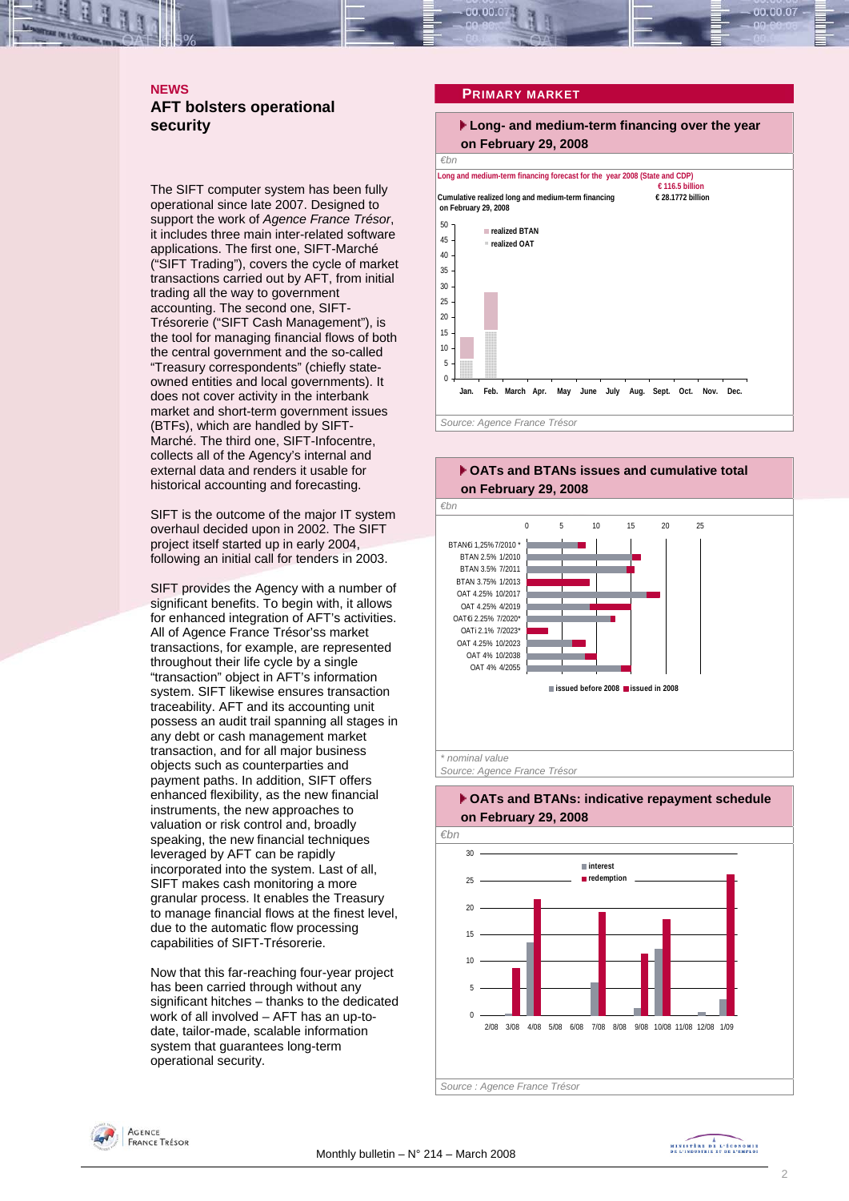## NEWS

# AFT bolsters operational security

The SIFT computer system has been fully operational since late 2007. Designed to support the work of *Agence France Trésor*, it includes three main inter-related software applications. The first one, SIFT-Marché ("SIFT Trading"), covers the cycle of market transactions carried out by AFT, from initial trading all the way to government accounting. The second one, SIFT-Trésorerie ("SIFT Cash Management"), is the tool for managing financial flows of both the central government and the so-called "Treasury correspondents" (chiefly state-owned entities and local governments). It does not cover activity in the interbank market and short-term government issues (BTFs), which are handled by SIFT-Marché. The third one, SIFT-Infocentre, collects all of the Agency's internal and external data and renders it usable for historical accounting and forecasting.

SIFT is the outcome of the major IT system overhaul decided upon in 2002. The SIFT project itself started up in early 2004, following an initial call for tenders in 2003.

SIFT provides the Agency with a number of significant benefits. To begin with, it allows for enhanced integration of AFT's activities. All of Agence France Trésor'ss market transactions, for example, are represented throughout their life cycle by a single "transaction" object in AFT's information system. SIFT likewise ensures transaction traceability. AFT and its accounting unit possess an audit trail spanning all stages in any debt or cash management market transaction, and for all major business objects such as counterparties and payment paths. In addition, SIFT offers enhanced flexibility, as the new financial instruments, the new approaches to valuation or risk control and, broadly speaking, the new financial techniques leveraged by AFT can be rapidly incorporated into the system. Last of all, SIFT makes cash monitoring a more granular process. It enables the Treasury to manage financial flows at the finest level, due to the automatic flow processing capabilities of SIFT-Trésorerie.

Now that this far-reaching four-year project has been carried through without any significant hitches – thanks to the dedicated work of all involved – AFT has an up-to-date, tailor-made, scalable information system that guarantees long-term operational security.

## PRIMARY MARKET

### Long- and medium-term financing over the year on February 29, 2008

€bn

Long and medium-term financing forecast for the year 2008 (State and CDP) € 116.5 billion

Cumulative realized long and medium-term financing on February 29, 2008 € 28.1772 billion

realized BTAN
realized OAT

0 5 10 15 20 25 30 35 40 45 50

Jan. Feb. March Apr. May June July Aug. Sept. Oct. Nov. Dec.

Source: Agence France Trésor

### OATs and BTANs issues and cumulative total on February 29, 2008

€bn

0 5 10 15 20 25

BTAN€i 1,25% 7/2010 *
BTAN 2.5% 1/2010
BTAN 3.5% 7/2011
BTAN 3.75% 1/2013
OAT 4.25% 10/2017
OAT 4.25% 4/2019
OAT€i 2.25% 7/2020*
OATi 2.1% 7/2023*
OAT 4.25% 10/2023
OAT 4% 10/2038
OAT 4% 4/2055

issued before 2008 issued in 2008

\* nominal value

Source: Agence France Trésor

### OATs and BTANs: indicative repayment schedule on February 29, 2008

€bn

0 5 10 15 20 25 30

interest
redemption

2/08 3/08 4/08 5/08 6/08 7/08 8/08 9/08 10/08 11/08 12/08 1/09

Source : Agence France Trésor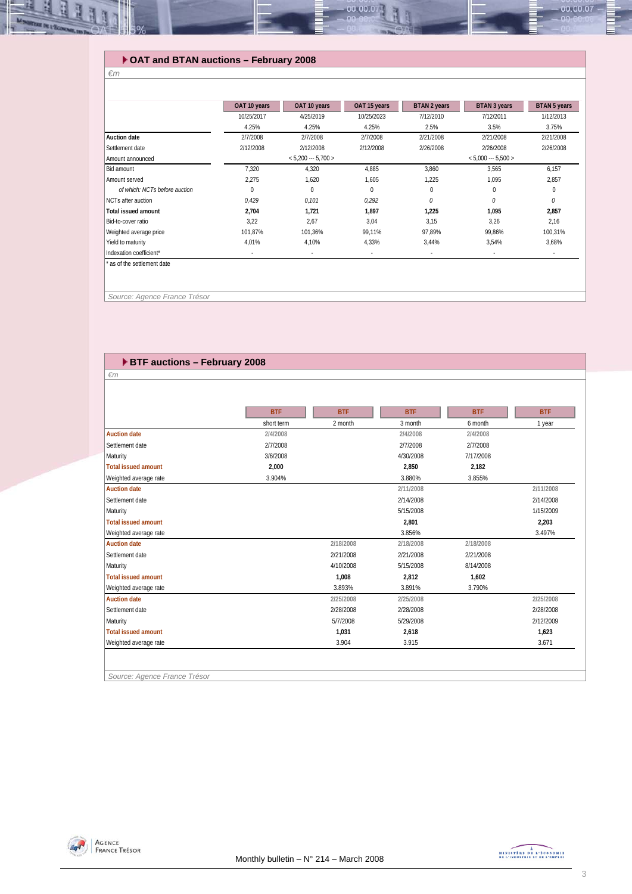## OAT and BTAN auctions – February 2008

*€m*

| | OAT 10 years | OAT 10 years | OAT 15 years | BTAN 2 years | BTAN 3 years | BTAN 5 years |
|---|---|---|---|---|---|---|
| | 10/25/2017 | 4/25/2019 | 10/25/2023 | 7/12/2010 | 7/12/2011 | 1/12/2013 |
| | 4.25% | 4.25% | 4.25% | 2.5% | 3.5% | 3.75% |
| **Auction date** | 2/7/2008 | 2/7/2008 | 2/7/2008 | 2/21/2008 | 2/21/2008 | 2/21/2008 |
| Settlement date | 2/12/2008 | 2/12/2008 | 2/12/2008 | 2/26/2008 | 2/26/2008 | 2/26/2008 |
| Amount announced | | < 5,200 --- 5,700 > | | | < 5,000 --- 5,500 > | |
| Bid amount | 7,320 | 4,320 | 4,885 | 3,860 | 3,565 | 6,157 |
| Amount served | 2,275 | 1,620 | 1,605 | 1,225 | 1,095 | 2,857 |
| *of which: NCTs before auction* | 0 | 0 | 0 | 0 | 0 | 0 |
| NCTs after auction | *0,429* | *0,101* | *0,292* | *0* | *0* | *0* |
| **Total issued amount** | **2,704** | **1,721** | **1,897** | **1,225** | **1,095** | **2,857** |
| Bid-to-cover ratio | 3,22 | 2,67 | 3,04 | 3,15 | 3,26 | 2,16 |
| Weighted average price | 101,87% | 101,36% | 99,11% | 97,89% | 99,86% | 100,31% |
| Yield to maturity | 4,01% | 4,10% | 4,33% | 3,44% | 3,54% | 3,68% |
| Indexation coefficient* | - | - | - | - | - | - |

\* as of the settlement date

*Source: Agence France Trésor*

## BTF auctions – February 2008

*€m*

| | BTF | BTF | BTF | BTF | BTF |
|---|---|---|---|---|---|
| | short term | 2 month | 3 month | 6 month | 1 year |
| **Auction date** | 2/4/2008 | | 2/4/2008 | 2/4/2008 | |
| Settlement date | 2/7/2008 | | 2/7/2008 | 2/7/2008 | |
| Maturity | 3/6/2008 | | 4/30/2008 | 7/17/2008 | |
| **Total issued amount** | **2,000** | | **2,850** | **2,182** | |
| Weighted average rate | 3.904% | | 3.880% | 3.855% | |
| **Auction date** | | | 2/11/2008 | | 2/11/2008 |
| Settlement date | | | 2/14/2008 | | 2/14/2008 |
| Maturity | | | 5/15/2008 | | 1/15/2009 |
| **Total issued amount** | | | **2,801** | | **2,203** |
| Weighted average rate | | | 3.856% | | 3.497% |
| **Auction date** | | 2/18/2008 | 2/18/2008 | 2/18/2008 | |
| Settlement date | | 2/21/2008 | 2/21/2008 | 2/21/2008 | |
| Maturity | | 4/10/2008 | 5/15/2008 | 8/14/2008 | |
| **Total issued amount** | | **1,008** | **2,812** | **1,602** | |
| Weighted average rate | | 3.893% | 3.891% | 3.790% | |
| **Auction date** | | 2/25/2008 | 2/25/2008 | | 2/25/2008 |
| Settlement date | | 2/28/2008 | 2/28/2008 | | 2/28/2008 |
| Maturity | | 5/7/2008 | 5/29/2008 | | 2/12/2009 |
| **Total issued amount** | | **1,031** | **2,618** | | **1,623** |
| Weighted average rate | | 3.904 | 3.915 | | 3.671 |

*Source: Agence France Trésor*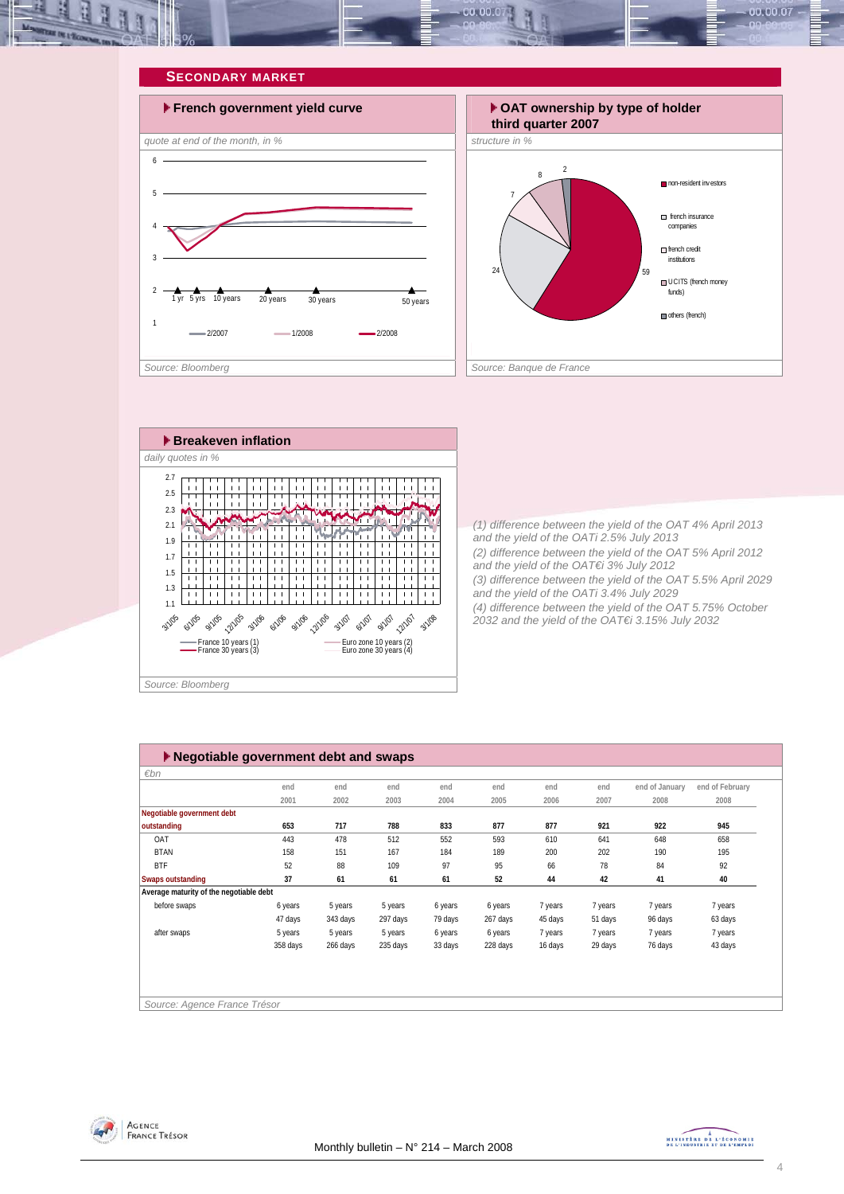## SECONDARY MARKET

### French government yield curve

*quote at end of the month, in %*

6
5
4
3
2
1

1 yr 5 yrs 10 years 20 years 30 years 50 years

2/2007 1/2008 2/2008

*Source: Bloomberg*

### OAT ownership by type of holder third quarter 2007

*structure in %*

59
24
7
8
2

non-resident investors
french insurance companies
french credit institutions
UCITS (french money funds)
others (french)

*Source: Banque de France*

### Breakeven inflation

*daily quotes in %*

2.7
2.5
2.3
2.1
1.9
1.7
1.5
1.3
1.1

3/1/05 6/1/05 9/1/05 12/1/05 3/1/06 6/1/06 9/1/06 12/1/06 3/1/07 6/1/07 9/1/07 12/1/07 3/1/08

France 10 years (1)
France 30 years (3)
Euro zone 10 years (2)
Euro zone 30 years (4)

*Source: Bloomberg*

*(1) difference between the yield of the OAT 4% April 2013 and the yield of the OATi 2.5% July 2013*
*(2) difference between the yield of the OAT 5% April 2012 and the yield of the OAT€i 3% July 2012*
*(3) difference between the yield of the OAT 5.5% April 2029 and the yield of the OATi 3.4% July 2029*
*(4) difference between the yield of the OAT 5.75% October 2032 and the yield of the OAT€i 3.15% July 2032*

### Negotiable government debt and swaps

*€bn*

| | end 2001 | end 2002 | end 2003 | end 2004 | end 2005 | end 2006 | end 2007 | end of January 2008 | end of February 2008 |
|---|---|---|---|---|---|---|---|---|---|
| **Negotiable government debt outstanding** | **653** | **717** | **788** | **833** | **877** | **877** | **921** | **922** | **945** |
| OAT | 443 | 478 | 512 | 552 | 593 | 610 | 641 | 648 | 658 |
| BTAN | 158 | 151 | 167 | 184 | 189 | 200 | 202 | 190 | 195 |
| BTF | 52 | 88 | 109 | 97 | 95 | 66 | 78 | 84 | 92 |
| **Swaps outstanding** | **37** | **61** | **61** | **61** | **52** | **44** | **42** | **41** | **40** |
| **Average maturity of the negotiable debt** | | | | | | | | | |
| before swaps | 6 years | 5 years | 5 years | 6 years | 6 years | 7 years | 7 years | 7 years | 7 years |
| | 47 days | 343 days | 297 days | 79 days | 267 days | 45 days | 51 days | 96 days | 63 days |
| after swaps | 5 years | 5 years | 5 years | 6 years | 6 years | 7 years | 7 years | 7 years | 7 years |
| | 358 days | 266 days | 235 days | 33 days | 228 days | 16 days | 29 days | 76 days | 43 days |

*Source: Agence France Trésor*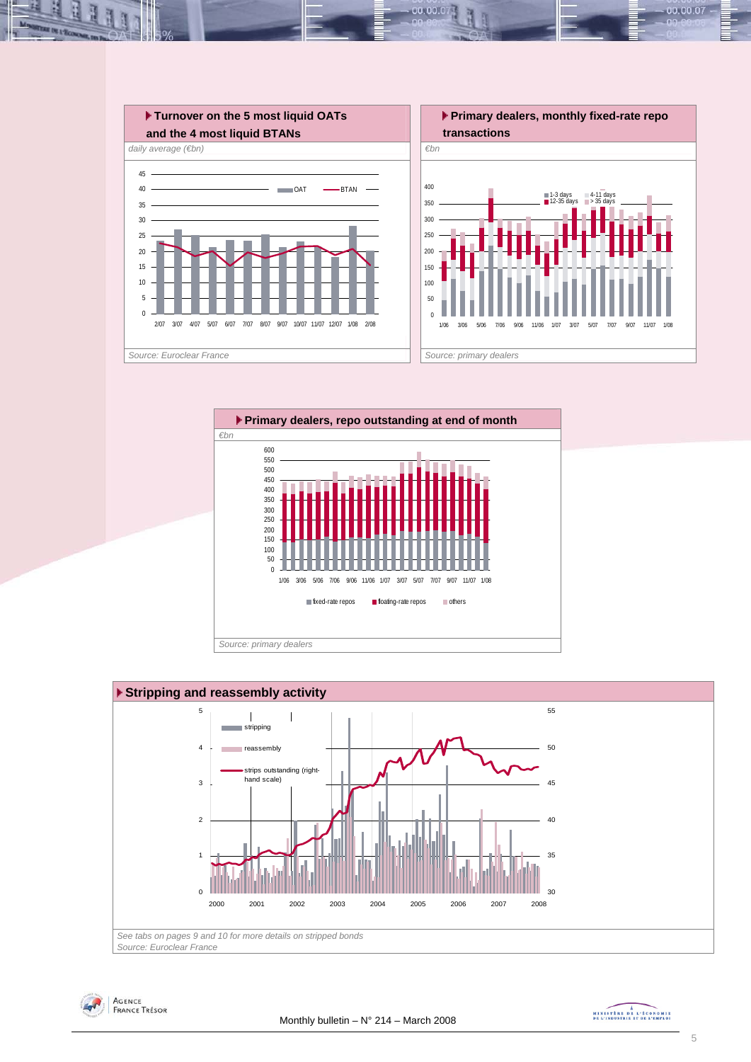## Turnover on the 5 most liquid OATs and the 4 most liquid BTANs

*daily average (€bn)*

45
40
35
30
25
20
15
10
5
0

OAT — BTAN

2/07 3/07 4/07 5/07 6/07 7/07 8/07 9/07 10/07 11/07 12/07 1/08 2/08

*Source: Euroclear France*

## Primary dealers, monthly fixed-rate repo transactions

*€bn*

400
350
300
250
200
150
100
50
0

1-3 days — 4-11 days — 12-35 days — > 35 days

1/06 3/06 5/06 7/06 9/06 11/06 1/07 3/07 5/07 7/07 9/07 11/07 1/08

*Source: primary dealers*

## Primary dealers, repo outstanding at end of month

*€bn*

600
550
500
450
400
350
300
250
200
150
100
50
0

1/06 3/06 5/06 7/06 9/06 11/06 1/07 3/07 5/07 7/07 9/07 11/07 1/08

fixed-rate repos — floating-rate repos — others

*Source: primary dealers*

## Stripping and reassembly activity

5
4
3
2
1
0

55
50
45
40
35
30

stripping
reassembly
strips outstanding (right-hand scale)

2000 2001 2002 2003 2004 2005 2006 2007 2008

*See tabs on pages 9 and 10 for more details on stripped bonds*
*Source: Euroclear France*

Monthly bulletin – N° 214 – March 2008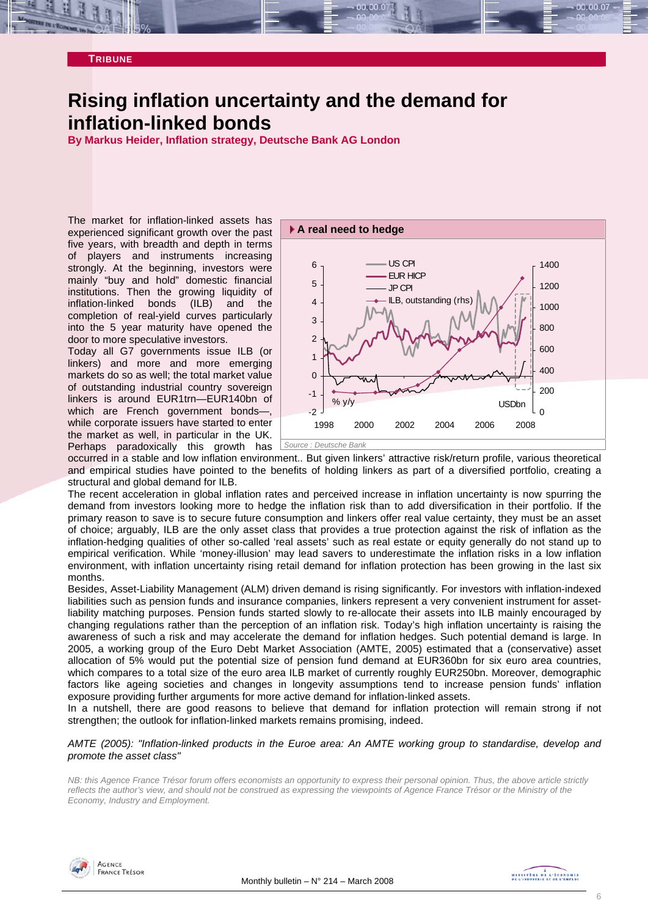**TRIBUNE**

# Rising inflation uncertainty and the demand for inflation-linked bonds

**By Markus Heider, Inflation strategy, Deutsche Bank AG London**

The market for inflation-linked assets has experienced significant growth over the past five years, with breadth and depth in terms of players and instruments increasing strongly. At the beginning, investors were mainly "buy and hold" domestic financial institutions. Then the growing liquidity of inflation-linked bonds (ILB) and the completion of real-yield curves particularly into the 5 year maturity have opened the door to more speculative investors.

Today all G7 governments issue ILB (or linkers) and more and more emerging markets do so as well; the total market value of outstanding industrial country sovereign linkers is around EUR1trn—EUR140bn of which are French government bonds—, while corporate issuers have started to enter the market as well, in particular in the UK. Perhaps paradoxically this growth has occurred in a stable and low inflation environment.. But given linkers' attractive risk/return profile, various theoretical and empirical studies have pointed to the benefits of holding linkers as part of a diversified portfolio, creating a structural and global demand for ILB.

**A real need to hedge**

US CPI
EUR HICP
JP CPI
ILB, outstanding (rhs)
% y/y
USDbn
6
5
4
3
2
1
0
-1
-2
1400
1200
1000
800
600
400
200
0
1998
2000
2002
2004
2006
2008

*Source : Deutsche Bank*

The recent acceleration in global inflation rates and perceived increase in inflation uncertainty is now spurring the demand from investors looking more to hedge the inflation risk than to add diversification in their portfolio. If the primary reason to save is to secure future consumption and linkers offer real value certainty, they must be an asset of choice; arguably, ILB are the only asset class that provides a true protection against the risk of inflation as the inflation-hedging qualities of other so-called 'real assets' such as real estate or equity generally do not stand up to empirical verification. While 'money-illusion' may lead savers to underestimate the inflation risks in a low inflation environment, with inflation uncertainty rising retail demand for inflation protection has been growing in the last six months.

Besides, Asset-Liability Management (ALM) driven demand is rising significantly. For investors with inflation-indexed liabilities such as pension funds and insurance companies, linkers represent a very convenient instrument for asset-liability matching purposes. Pension funds started slowly to re-allocate their assets into ILB mainly encouraged by changing regulations rather than the perception of an inflation risk. Today's high inflation uncertainty is raising the awareness of such a risk and may accelerate the demand for inflation hedges. Such potential demand is large. In 2005, a working group of the Euro Debt Market Association (AMTE, 2005) estimated that a (conservative) asset allocation of 5% would put the potential size of pension fund demand at EUR360bn for six euro area countries, which compares to a total size of the euro area ILB market of currently roughly EUR250bn. Moreover, demographic factors like ageing societies and changes in longevity assumptions tend to increase pension funds' inflation exposure providing further arguments for more active demand for inflation-linked assets.

In a nutshell, there are good reasons to believe that demand for inflation protection will remain strong if not strengthen; the outlook for inflation-linked markets remains promising, indeed.

*AMTE (2005): "Inflation-linked products in the Euroe area: An AMTE working group to standardise, develop and promote the asset class"*

*NB: this Agence France Trésor forum offers economists an opportunity to express their personal opinion. Thus, the above article strictly reflects the author's view, and should not be construed as expressing the viewpoints of Agence France Trésor or the Ministry of the Economy, Industry and Employment.*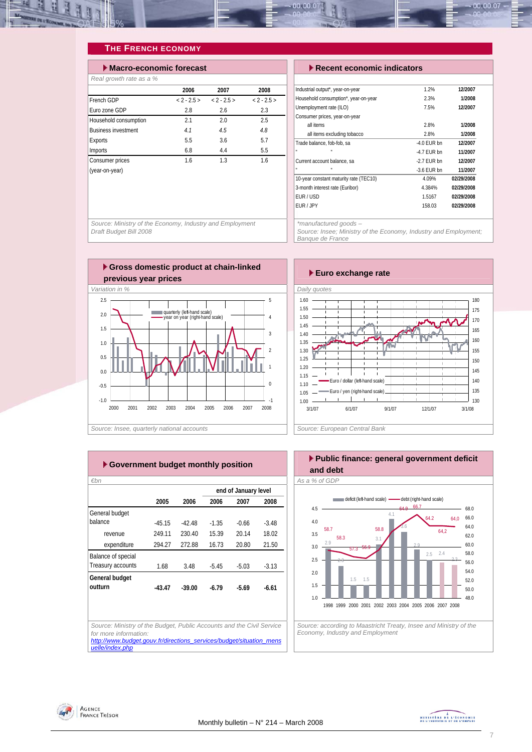# The French Economy

## Macro-economic forecast

*Real growth rate as a %*

| | 2006 | 2007 | 2008 |
|---|---|---|---|
| French GDP | < 2 - 2.5 > | < 2 - 2.5 > | < 2 - 2.5 > |
| Euro zone GDP | 2.8 | 2.6 | 2.3 |
| Household consumption | 2.1 | 2.0 | 2.5 |
| Business investment | *4.1* | *4.5* | *4.8* |
| Exports | 5.5 | 3.6 | 5.7 |
| Imports | 6.8 | 4.4 | 5.5 |
| Consumer prices (year-on-year) | 1.6 | 1.3 | 1.6 |

*Source: Ministry of the Economy, Industry and Employment Draft Budget Bill 2008*

## Recent economic indicators

| | | |
|---|---|---|
| Industrial output*, year-on-year | 1.2% | **12/2007** |
| Household consumption*, year-on-year | 2.3% | **1/2008** |
| Unemployment rate (ILO) | 7.5% | **12/2007** |
| Consumer prices, year-on-year | | |
| all items | 2.8% | **1/2008** |
| all items excluding tobacco | 2.8% | **1/2008** |
| Trade balance, fob-fob, sa | -4.0 EUR bn | **12/2007** |
| " " | -4.7 EUR bn | **11/2007** |
| Current account balance, sa | -2.7 EUR bn | **12/2007** |
| " " | -3.6 EUR bn | **11/2007** |
| 10-year constant maturity rate (TEC10) | 4.09% | **02/29/2008** |
| 3-month interest rate (Euribor) | 4.384% | **02/29/2008** |
| EUR / USD | 1.5167 | **02/29/2008** |
| EUR / JPY | 158.03 | **02/29/2008** |

*\*manufactured goods –*
*Source: Insee; Ministry of the Economy, Industry and Employment; Banque de France*

## Gross domestic product at chain-linked previous year prices

*Variation in %*

quarterly (left-hand scale)
year on year (right-hand scale)

2.5, 2.0, 1.5, 1.0, 0.5, 0.0, -0.5, -1.0
5, 4, 3, 2, 1, 0, -1
2000 2001 2002 2003 2004 2005 2006 2007 2008

*Source: Insee, quarterly national accounts*

## Euro exchange rate

*Daily quotes*

1.60, 1.55, 1.50, 1.45, 1.40, 1.35, 1.30, 1.25, 1.20, 1.15, 1.10, 1.05, 1.00
180, 175, 170, 165, 160, 155, 150, 145, 140, 135, 130
Euro / dollar (left-hand scale)
Euro / yen (right-hand scale)
3/1/07 6/1/07 9/1/07 12/1/07 3/1/08

*Source: European Central Bank*

## Government budget monthly position

*€bn*

| | 2005 | 2006 | end of January level 2007 | 2007 | 2008 |
|---|---|---|---|---|---|
| General budget balance | -45.15 | -42.48 | -1.35 | -0.66 | -3.48 |
| revenue | 249.11 | 230.40 | 15.39 | 20.14 | 18.02 |
| expenditure | 294.27 | 272.88 | 16.73 | 20.80 | 21.50 |
| Balance of special Treasury accounts | 1.68 | 3.48 | -5.45 | -5.03 | -3.13 |
| **General budget outturn** | **-43.47** | **-39.00** | **-6.79** | **-5.69** | **-6.61** |

*Source: Ministry of the Budget, Public Accounts and the Civil Service for more information:*
*[http://www.budget.gouv.fr/directions_services/budget/situation_mensuelle/index.php](http://www.budget.gouv.fr/directions_services/budget/situation_mensuelle/index.php)*

## Public finance: general government deficit and debt

*As a % of GDP*

deficit (left-hand scale)
debt (right-hand scale)

4.5, 4.0, 3.5, 3.0, 2.5, 2.0, 1.5, 1.0
68.0, 66.0, 64.0, 62.0, 60.0, 58.0, 56.0, 54.0, 52.0, 50.0, 48.0
58.7, 58.3, 57.3, 56.9, 58.8, 64.9, 66.7, 64.2, 64.0, 64.2
2.9, 2.3, 1.5, 1.5, 3.1, 4.1, 3.6, 2.9, 2.5, 2.4, 2.3
1998 1999 2000 2001 2002 2003 2004 2005 2006 2007 2008

*Source: according to Maastricht Treaty, Insee and Ministry of the Economy, Industry and Employment*

Monthly bulletin – N° 214 – March 2008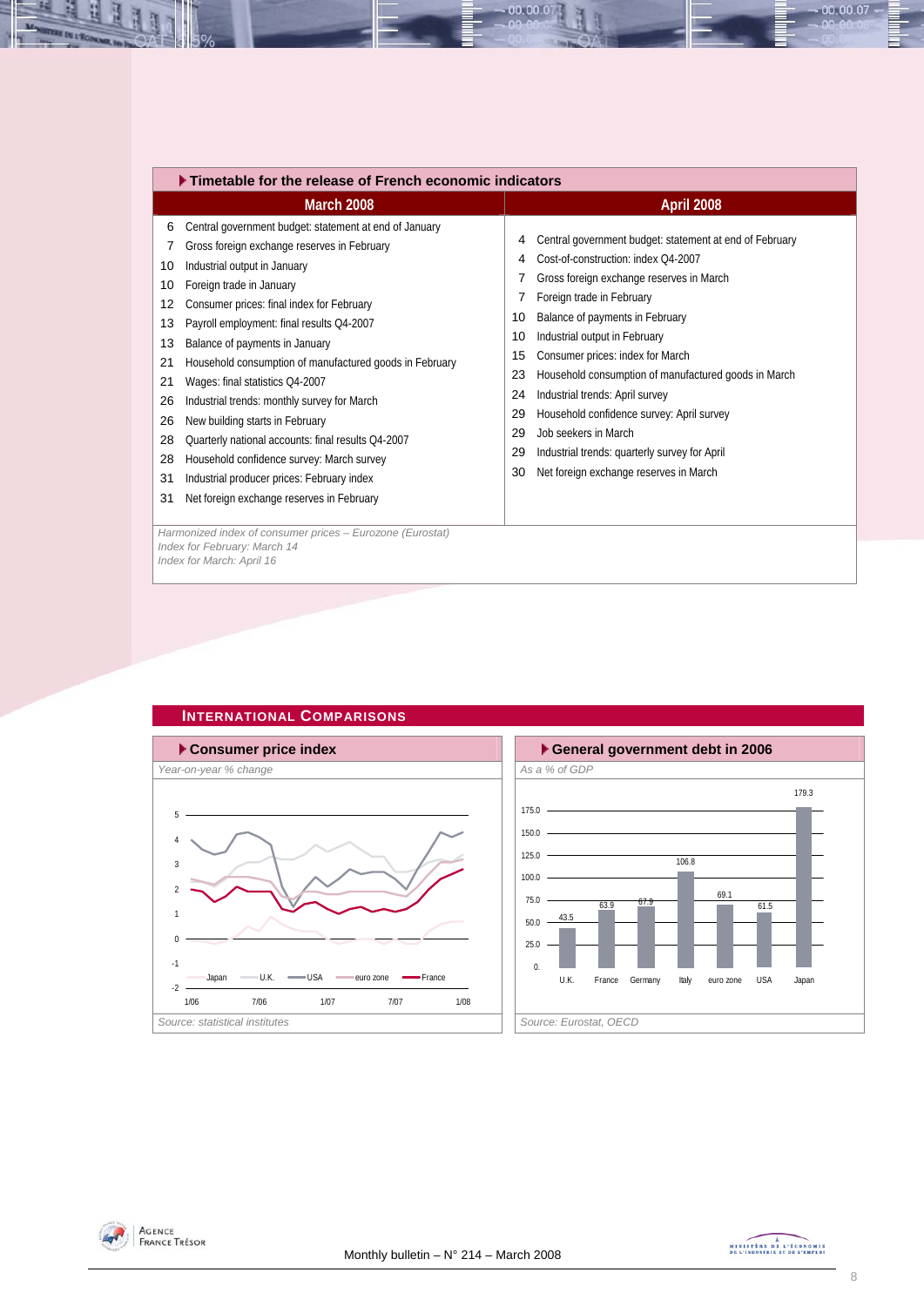## Timetable for the release of French economic indicators

| March 2008 | | April 2008 | |
|---|---|---|---|
| 6 | Central government budget: statement at end of January | 4 | Central government budget: statement at end of February |
| 7 | Gross foreign exchange reserves in February | 4 | Cost-of-construction: index Q4-2007 |
| 10 | Industrial output in January | 7 | Gross foreign exchange reserves in March |
| 10 | Foreign trade in January | 7 | Foreign trade in February |
| 12 | Consumer prices: final index for February | 10 | Balance of payments in February |
| 13 | Payroll employment: final results Q4-2007 | 10 | Industrial output in February |
| 13 | Balance of payments in January | 15 | Consumer prices: index for March |
| 21 | Household consumption of manufactured goods in February | 23 | Household consumption of manufactured goods in March |
| 21 | Wages: final statistics Q4-2007 | 24 | Industrial trends: April survey |
| 26 | Industrial trends: monthly survey for March | 29 | Household confidence survey: April survey |
| 26 | New building starts in February | 29 | Job seekers in March |
| 28 | Quarterly national accounts: final results Q4-2007 | 29 | Industrial trends: quarterly survey for April |
| 28 | Household confidence survey: March survey | 30 | Net foreign exchange reserves in March |
| 31 | Industrial producer prices: February index | | |
| 31 | Net foreign exchange reserves in February | | |

*Harmonized index of consumer prices – Eurozone (Eurostat)*
*Index for February: March 14*
*Index for March: April 16*

## International Comparisons

### Consumer price index

*Year-on-year % change*

5
4
3
2
1
0
-1
-2

1/06 7/06 1/07 7/07 1/08

Japan U.K. USA euro zone France

*Source: statistical institutes*

### General government debt in 2006

*As a % of GDP*

175.0
150.0
125.0
100.0
75.0
50.0
25.0
0.

U.K. 43.5
France 63.9
Germany 67.9
Italy 106.8
euro zone 69.1
USA 61.5
Japan 179.3

*Source: Eurostat, OECD*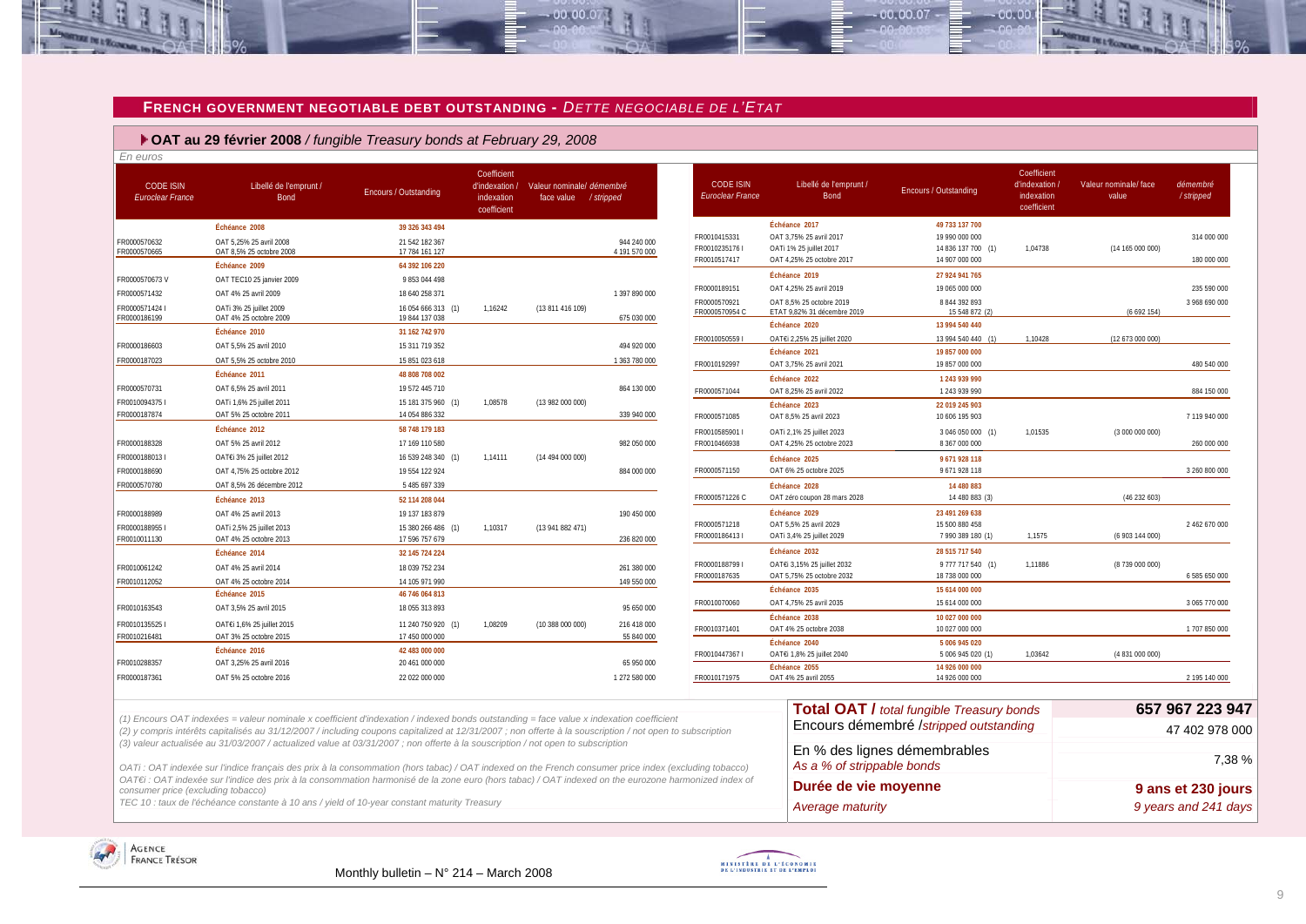## FRENCH GOVERNMENT NEGOTIABLE DEBT OUTSTANDING - *DETTE NEGOCIABLE DE L'ETAT*

### OAT au 29 février 2008 / *fungible Treasury bonds at February 29, 2008*

*En euros*

| CODE ISIN *Euroclear France* | Libellé de l'emprunt / Bond | Encours / Outstanding | Coefficient d'indexation / indexation coefficient | Valeur nominale/ démembré face value | / stripped |
|---|---|---|---|---|---|
| | **Échéance 2008** | **39 326 343 494** | | | |
| FR0000570632 | OAT 5,25% 25 avril 2008 | 21 542 182 367 | | | 944 240 000 |
| FR0000570665 | OAT 8,5% 25 octobre 2008 | 17 784 161 127 | | | 4 191 570 000 |
| | **Échéance 2009** | **64 392 106 220** | | | |
| FR0000570673 V | OAT TEC10 25 janvier 2009 | 9 853 044 498 | | | |
| FR0000571432 | OAT 4% 25 avril 2009 | 18 640 258 371 | | | 1 397 890 000 |
| FR0000571424 I | OATi 3% 25 juillet 2009 | 16 054 666 313 (1) | 1,16242 | (13 811 416 109) | |
| FR0000186199 | OAT 4% 25 octobre 2009 | 19 844 137 038 | | | 675 030 000 |
| | **Échéance 2010** | **31 162 742 970** | | | |
| FR0000186603 | OAT 5,5% 25 avril 2010 | 15 311 719 352 | | | 494 920 000 |
| FR0000187023 | OAT 5,5% 25 octobre 2010 | 15 851 023 618 | | | 1 363 780 000 |
| | **Échéance 2011** | **48 808 708 002** | | | |
| FR0000570731 | OAT 6,5% 25 avril 2011 | 19 572 445 710 | | | 864 130 000 |
| FR0010094375 I | OATi 1,6% 25 juillet 2011 | 15 181 375 960 (1) | 1,08578 | (13 982 000 000) | |
| FR0000187874 | OAT 5% 25 octobre 2011 | 14 054 886 332 | | | 339 940 000 |
| | **Échéance 2012** | **58 748 179 183** | | | |
| FR0000188328 | OAT 5% 25 avril 2012 | 17 169 110 580 | | | 982 050 000 |
| FR0000188013 I | OAT€i 3% 25 juillet 2012 | 16 539 248 340 (1) | 1,14111 | (14 494 000 000) | |
| FR0000188690 | OAT 4,75% 25 octobre 2012 | 19 554 122 924 | | | 884 000 000 |
| FR0000570780 | OAT 8,5% 26 décembre 2012 | 5 485 697 339 | | | |
| | **Échéance 2013** | **52 114 208 044** | | | |
| FR0000188989 | OAT 4% 25 avril 2013 | 19 137 183 879 | | | 190 450 000 |
| FR0000188955 I | OATi 2,5% 25 juillet 2013 | 15 380 266 486 (1) | 1,10317 | (13 941 882 471) | |
| FR0010011130 | OAT 4% 25 octobre 2013 | 17 596 757 679 | | | 236 820 000 |
| | **Échéance 2014** | **32 145 724 224** | | | |
| FR0010061242 | OAT 4% 25 avril 2014 | 18 039 752 234 | | | 261 380 000 |
| FR0010112052 | OAT 4% 25 octobre 2014 | 14 105 971 990 | | | 149 550 000 |
| | **Échéance 2015** | **46 746 064 813** | | | |
| FR0010163543 | OAT 3,5% 25 avril 2015 | 18 055 313 893 | | | 95 650 000 |
| FR0010135525 I | OAT€i 1,6% 25 juillet 2015 | 11 240 750 920 (1) | 1,08209 | (10 388 000 000) | 216 418 000 |
| FR0010216481 | OAT 3% 25 octobre 2015 | 17 450 000 000 | | | 55 840 000 |
| | **Échéance 2016** | **42 483 000 000** | | | |
| FR0010288357 | OAT 3,25% 25 avril 2016 | 20 461 000 000 | | | 65 950 000 |
| FR0000187361 | OAT 5% 25 octobre 2016 | 22 022 000 000 | | | 1 272 580 000 |
| | **Échéance 2017** | **49 733 137 700** | | | |
| FR0010415331 | OAT 3,75% 25 avril 2017 | 19 990 000 000 | | | 314 000 000 |
| FR0010235176 I | OATi 1% 25 juillet 2017 | 14 836 137 700 (1) | 1,04738 | (14 165 000 000) | |
| FR0010517417 | OAT 4,25% 25 octobre 2017 | 14 907 000 000 | | | 180 000 000 |
| | **Échéance 2019** | **27 924 941 765** | | | |
| FR0000189151 | OAT 4,25% 25 avril 2019 | 19 065 000 000 | | | 235 590 000 |
| FR0000570921 | OAT 8,5% 25 octobre 2019 | 8 844 392 893 | | | 3 968 690 000 |
| FR0000570954 C | ETAT 9,82% 31 décembre 2019 | 15 548 872 (2) | | (6 692 154) | |
| | **Échéance 2020** | **13 994 540 440** | | | |
| FR0010050559 I | OAT€i 2,25% 25 juillet 2020 | 13 994 540 440 (1) | 1,10428 | (12 673 000 000) | |
| | **Échéance 2021** | **19 857 000 000** | | | |
| FR0010192997 | OAT 3,75% 25 avril 2021 | 19 857 000 000 | | | 480 540 000 |
| | **Échéance 2022** | **1 243 939 990** | | | |
| FR0000571044 | OAT 8,25% 25 avril 2022 | 1 243 939 990 | | | 884 150 000 |
| | **Échéance 2023** | **22 019 245 903** | | | |
| FR0000571085 | OAT 8,5% 25 avril 2023 | 10 606 195 903 | | | 7 119 940 000 |
| FR0010585901 I | OATi 2,1% 25 juillet 2023 | 3 046 050 000 (1) | 1,01535 | (3 000 000 000) | |
| FR0010466938 | OAT 4,25% 25 octobre 2023 | 8 367 000 000 | | | 260 000 000 |
| | **Échéance 2025** | **9 671 928 118** | | | |
| FR0000571150 | OAT 6% 25 octobre 2025 | 9 671 928 118 | | | 3 260 800 000 |
| | **Échéance 2028** | **14 480 883** | | | |
| FR0000571226 C | OAT zéro coupon 28 mars 2028 | 14 480 883 (3) | | (46 232 603) | |
| | **Échéance 2029** | **23 491 269 638** | | | |
| FR0000571218 | OAT 5,5% 25 avril 2029 | 15 500 880 458 | | | 2 462 670 000 |
| FR0000186413 I | OATi 3,4% 25 juillet 2029 | 7 990 389 180 (1) | 1,1575 | (6 903 144 000) | |
| | **Échéance 2032** | **28 515 717 540** | | | |
| FR0000188799 I | OAT€i 3,15% 25 juillet 2032 | 9 777 717 540 (1) | 1,11886 | (8 739 000 000) | |
| FR0000187635 | OAT 5,75% 25 octobre 2032 | 18 738 000 000 | | | 6 585 650 000 |
| | **Échéance 2035** | **15 614 000 000** | | | |
| FR0010070060 | OAT 4,75% 25 avril 2035 | 15 614 000 000 | | | 3 065 770 000 |
| | **Échéance 2038** | **10 027 000 000** | | | |
| FR0010371401 | OAT 4% 25 octobre 2038 | 10 027 000 000 | | | 1 707 850 000 |
| | **Échéance 2040** | **5 006 945 020** | | | |
| FR0010447367 I | OAT€i 1,8% 25 juillet 2040 | 5 006 945 020 (1) | 1,03642 | (4 831 000 000) | |
| | **Échéance 2055** | **14 926 000 000** | | | |
| FR0010171975 | OAT 4% 25 avril 2055 | 14 926 000 000 | | | 2 195 140 000 |

| | |
|---|---|
| **Total OAT /** *total fungible Treasury bonds* | **657 967 223 947** |
| Encours démembré /*stripped outstanding* | 47 402 978 000 |
| En % des lignes démembrables *As a % of strippable bonds* | 7,38 % |
| **Durée de vie moyenne** *Average maturity* | **9 ans et 230 jours** *9 years and 241 days* |

*(1) Encours OAT indexées = valeur nominale x coefficient d'indexation / indexed bonds outstanding = face value x indexation coefficient*
*(2) y compris intérêts capitalisés au 31/12/2007 / including coupons capitalized at 12/31/2007 ; non offerte à la souscription / not open to subscription*
*(3) valeur actualisée au 31/03/2007 / actualized value at 03/31/2007 ; non offerte à la souscription / not open to subscription*

*OATi : OAT indexée sur l'indice français des prix à la consommation (hors tabac) / OAT indexed on the French consumer price index (excluding tobacco)*
*OAT€i : OAT indexée sur l'indice des prix à la consommation harmonisé de la zone euro (hors tabac) / OAT indexed on the eurozone harmonized index of consumer price (excluding tobacco)*
*TEC 10 : taux de l'échéance constante à 10 ans / yield of 10-year constant maturity Treasury*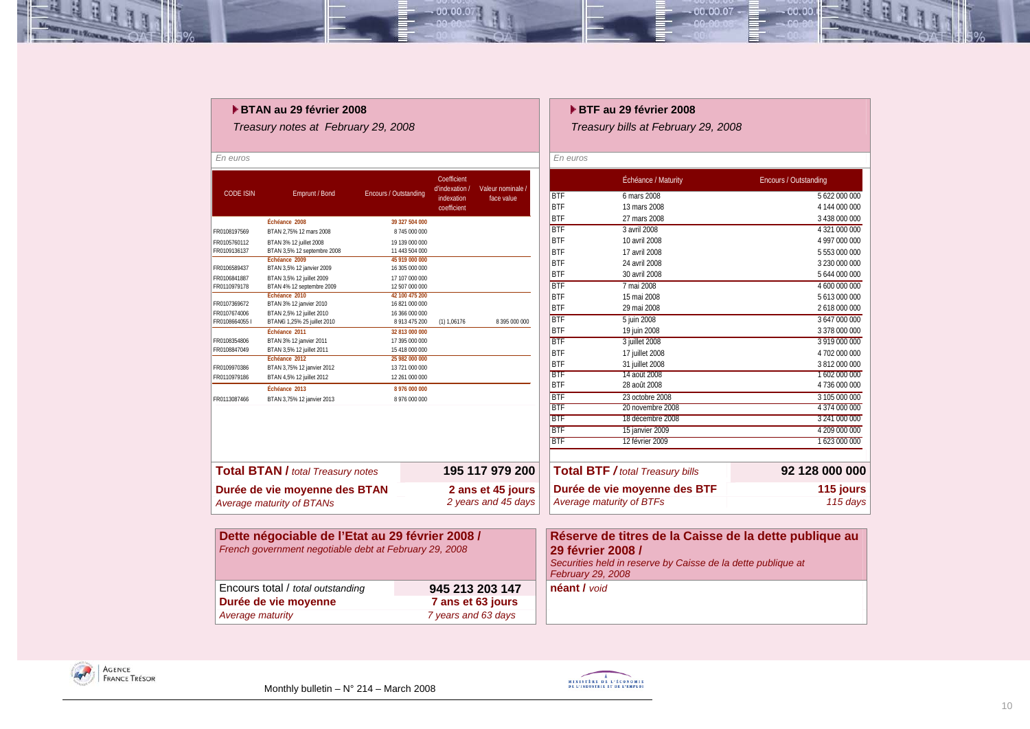## BTAN au 29 février 2008

*Treasury notes at February 29, 2008*

*En euros*

| CODE ISIN | Emprunt / Bond | Encours / Outstanding | Coefficient d'indexation / indexation coefficient | Valeur nominale / face value |
|---|---|---|---|---|
| | **Échéance 2008** | **39 327 504 000** | | |
| FR0108197569 | BTAN 2,75% 12 mars 2008 | 8 745 000 000 | | |
| FR0105760112 | BTAN 3% 12 juillet 2008 | 19 139 000 000 | | |
| FR0109136137 | BTAN 3,5% 12 septembre 2008 | 11 443 504 000 | | |
| | **Échéance 2009** | **45 919 000 000** | | |
| FR0106589437 | BTAN 3,5% 12 janvier 2009 | 16 305 000 000 | | |
| FR0106841887 | BTAN 3,5% 12 juillet 2009 | 17 107 000 000 | | |
| FR0110979178 | BTAN 4% 12 septembre 2009 | 12 507 000 000 | | |
| | **Échéance 2010** | **42 100 475 200** | | |
| FR0107369672 | BTAN 3% 12 janvier 2010 | 16 821 000 000 | | |
| FR0107674006 | BTAN 2,5% 12 juillet 2010 | 16 366 000 000 | | |
| FR0108664055 I | BTAN€i 1,25% 25 juillet 2010 | 8 913 475 200 | (1) 1,06176 | 8 395 000 000 |
| | **Échéance 2011** | **32 813 000 000** | | |
| FR0108354806 | BTAN 3% 12 janvier 2011 | 17 395 000 000 | | |
| FR0108847049 | BTAN 3,5% 12 juillet 2011 | 15 418 000 000 | | |
| | **Échéance 2012** | **25 982 000 000** | | |
| FR0109970386 | BTAN 3,75% 12 janvier 2012 | 13 721 000 000 | | |
| FR0110979186 | BTAN 4,5% 12 juillet 2012 | 12 261 000 000 | | |
| | **Échéance 2013** | **8 976 000 000** | | |
| FR0113087466 | BTAN 3,75% 12 janvier 2013 | 8 976 000 000 | | |

**Total BTAN /** *total Treasury notes* — **195 117 979 200**

**Durée de vie moyenne des BTAN** — **2 ans et 45 jours**

*Average maturity of BTANs* — *2 years and 45 days*

## BTF au 29 février 2008

*Treasury bills at February 29, 2008*

*En euros*

| | Échéance / Maturity | Encours / Outstanding |
|---|---|---|
| BTF | 6 mars 2008 | 5 622 000 000 |
| BTF | 13 mars 2008 | 4 144 000 000 |
| BTF | 27 mars 2008 | 3 438 000 000 |
| BTF | 3 avril 2008 | 4 321 000 000 |
| BTF | 10 avril 2008 | 4 997 000 000 |
| BTF | 17 avril 2008 | 5 553 000 000 |
| BTF | 24 avril 2008 | 3 230 000 000 |
| BTF | 30 avril 2008 | 5 644 000 000 |
| BTF | 7 mai 2008 | 4 600 000 000 |
| BTF | 15 mai 2008 | 5 613 000 000 |
| BTF | 29 mai 2008 | 2 618 000 000 |
| BTF | 5 juin 2008 | 3 647 000 000 |
| BTF | 19 juin 2008 | 3 378 000 000 |
| BTF | 3 juillet 2008 | 3 919 000 000 |
| BTF | 17 juillet 2008 | 4 702 000 000 |
| BTF | 31 juillet 2008 | 3 812 000 000 |
| BTF | 14 août 2008 | 1 602 000 000 |
| BTF | 28 août 2008 | 4 736 000 000 |
| BTF | 23 octobre 2008 | 3 105 000 000 |
| BTF | 20 novembre 2008 | 4 374 000 000 |
| BTF | 18 décembre 2008 | 3 241 000 000 |
| BTF | 15 janvier 2009 | 4 209 000 000 |
| BTF | 12 février 2009 | 1 623 000 000 |

**Total BTF /** *total Treasury bills* — **92 128 000 000**

**Durée de vie moyenne des BTF** — **115 jours**

*Average maturity of BTFs* — *115 days*

## Dette négociable de l'Etat au 29 février 2008 /

*French government negotiable debt at February 29, 2008*

| | |
|---|---|
| Encours total / *total outstanding* | **945 213 203 147** |
| **Durée de vie moyenne** | **7 ans et 63 jours** |
| *Average maturity* | *7 years and 63 days* |

## Réserve de titres de la Caisse de la dette publique au 29 février 2008 /

*Securities held in reserve by Caisse de la dette publique at February 29, 2008*

**néant /** *void*

Monthly bulletin – N° 214 – March 2008